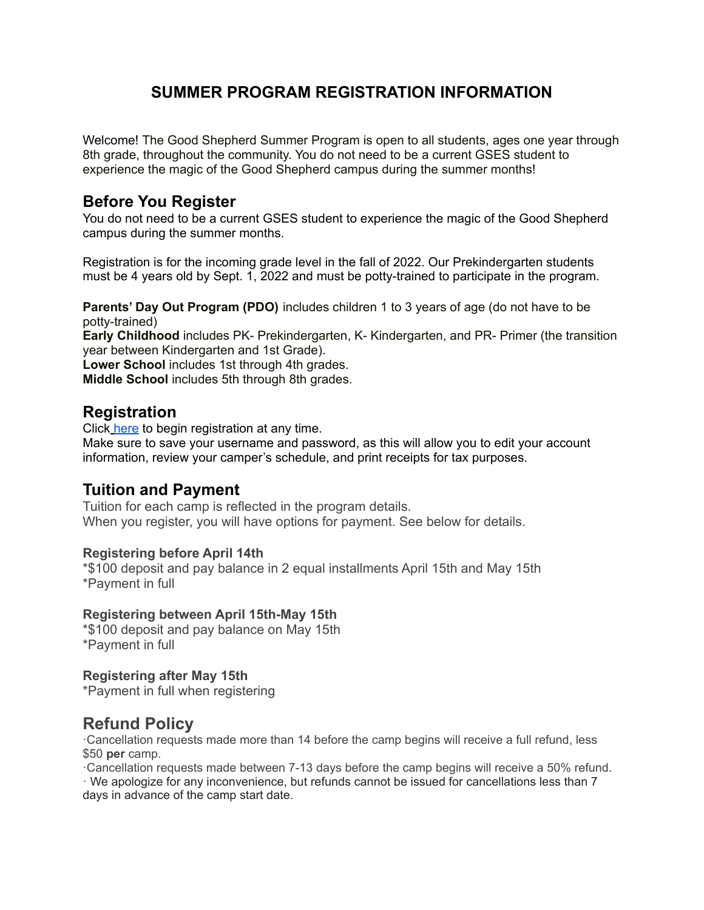# SUMMER PROGRAM REGISTRATION INFORMATION

Welcome! The Good Shepherd Summer Program is open to all students, ages one year through 8th grade, throughout the community. You do not need to be a current GSES student to experience the magic of the Good Shepherd campus during the summer months!

## Before You Register

You do not need to be a current GSES student to experience the magic of the Good Shepherd campus during the summer months.

Registration is for the incoming grade level in the fall of 2022. Our Prekindergarten students must be 4 years old by Sept. 1, 2022 and must be potty-trained to participate in the program.

**Parents' Day Out Program (PDO)** includes children 1 to 3 years of age (do not have to be potty-trained)
**Early Childhood** includes PK- Prekindergarten, K- Kindergarten, and PR- Primer (the transition year between Kindergarten and 1st Grade).
**Lower School** includes 1st through 4th grades.
**Middle School** includes 5th through 8th grades.

## Registration

Click here to begin registration at any time.
Make sure to save your username and password, as this will allow you to edit your account information, review your camper's schedule, and print receipts for tax purposes.

## Tuition and Payment

Tuition for each camp is reflected in the program details.
When you register, you will have options for payment. See below for details.

### Registering before April 14th

*$100 deposit and pay balance in 2 equal installments April 15th and May 15th
*Payment in full

### Registering between April 15th-May 15th

*$100 deposit and pay balance on May 15th
*Payment in full

### Registering after May 15th

*Payment in full when registering

## Refund Policy

·Cancellation requests made more than 14 before the camp begins will receive a full refund, less $50 **per** camp.
·Cancellation requests made between 7-13 days before the camp begins will receive a 50% refund.
· We apologize for any inconvenience, but refunds cannot be issued for cancellations less than 7 days in advance of the camp start date.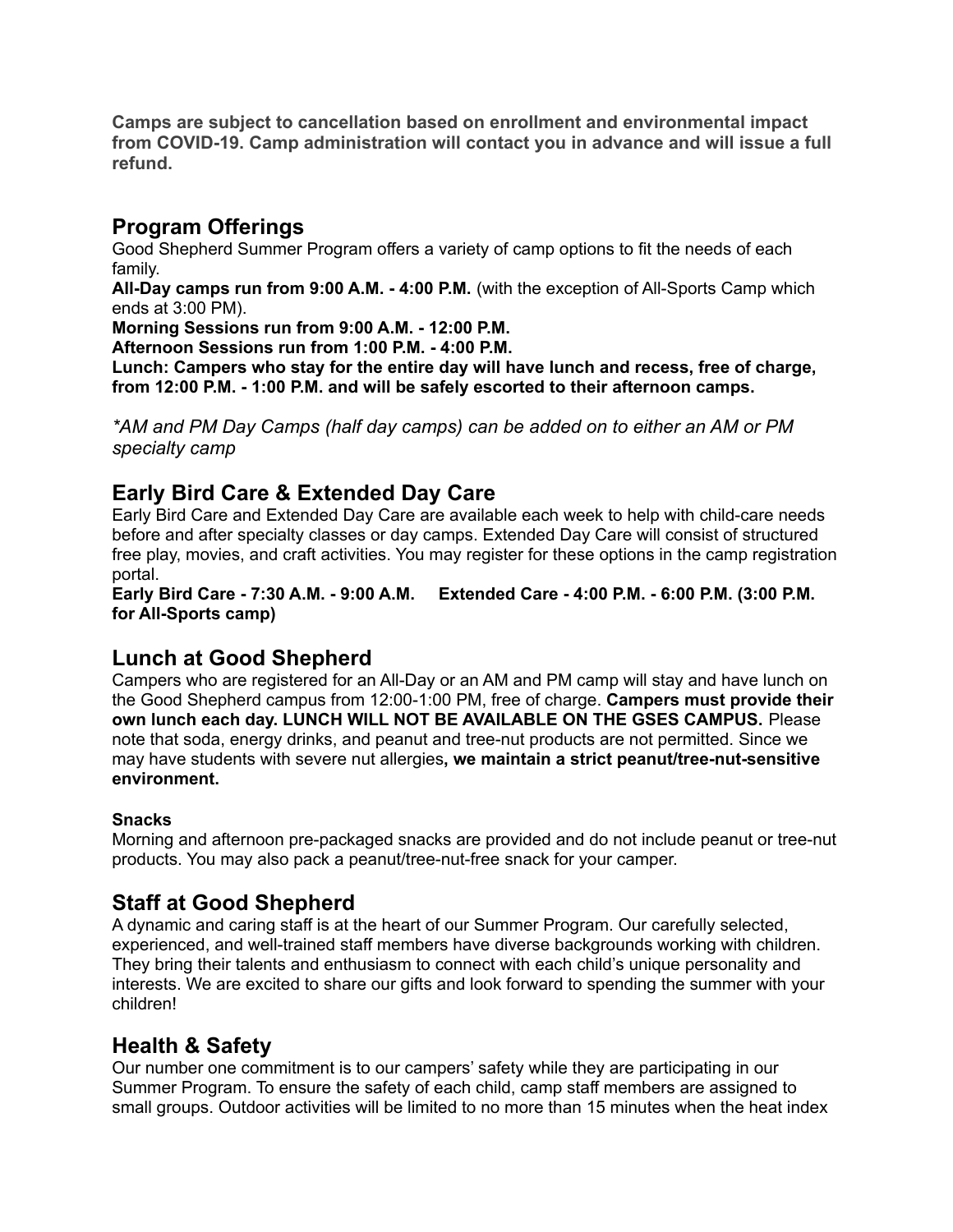**Camps are subject to cancellation based on enrollment and environmental impact from COVID-19. Camp administration will contact you in advance and will issue a full refund.**

## Program Offerings

Good Shepherd Summer Program offers a variety of camp options to fit the needs of each family.

**All-Day camps run from 9:00 A.M. - 4:00 P.M.** (with the exception of All-Sports Camp which ends at 3:00 PM).

**Morning Sessions run from 9:00 A.M. - 12:00 P.M.**

**Afternoon Sessions run from 1:00 P.M. - 4:00 P.M.**

**Lunch: Campers who stay for the entire day will have lunch and recess, free of charge, from 12:00 P.M. - 1:00 P.M. and will be safely escorted to their afternoon camps.**

*\*AM and PM Day Camps (half day camps) can be added on to either an AM or PM specialty camp*

## Early Bird Care & Extended Day Care

Early Bird Care and Extended Day Care are available each week to help with child-care needs before and after specialty classes or day camps. Extended Day Care will consist of structured free play, movies, and craft activities. You may register for these options in the camp registration portal.

**Early Bird Care - 7:30 A.M. - 9:00 A.M. Extended Care - 4:00 P.M. - 6:00 P.M. (3:00 P.M. for All-Sports camp)**

## Lunch at Good Shepherd

Campers who are registered for an All-Day or an AM and PM camp will stay and have lunch on the Good Shepherd campus from 12:00-1:00 PM, free of charge. **Campers must provide their own lunch each day. LUNCH WILL NOT BE AVAILABLE ON THE GSES CAMPUS.** Please note that soda, energy drinks, and peanut and tree-nut products are not permitted. Since we may have students with severe nut allergies**, we maintain a strict peanut/tree-nut-sensitive environment.**

### Snacks

Morning and afternoon pre-packaged snacks are provided and do not include peanut or tree-nut products. You may also pack a peanut/tree-nut-free snack for your camper.

## Staff at Good Shepherd

A dynamic and caring staff is at the heart of our Summer Program. Our carefully selected, experienced, and well-trained staff members have diverse backgrounds working with children. They bring their talents and enthusiasm to connect with each child's unique personality and interests. We are excited to share our gifts and look forward to spending the summer with your children!

## Health & Safety

Our number one commitment is to our campers' safety while they are participating in our Summer Program. To ensure the safety of each child, camp staff members are assigned to small groups. Outdoor activities will be limited to no more than 15 minutes when the heat index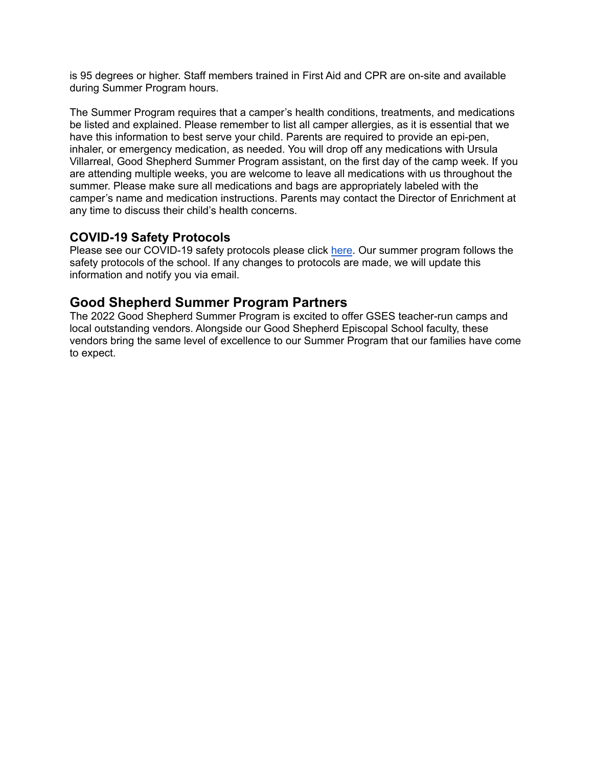is 95 degrees or higher. Staff members trained in First Aid and CPR are on-site and available during Summer Program hours.

The Summer Program requires that a camper's health conditions, treatments, and medications be listed and explained. Please remember to list all camper allergies, as it is essential that we have this information to best serve your child. Parents are required to provide an epi-pen, inhaler, or emergency medication, as needed. You will drop off any medications with Ursula Villarreal, Good Shepherd Summer Program assistant, on the first day of the camp week. If you are attending multiple weeks, you are welcome to leave all medications with us throughout the summer. Please make sure all medications and bags are appropriately labeled with the camper's name and medication instructions. Parents may contact the Director of Enrichment at any time to discuss their child's health concerns.

### COVID-19 Safety Protocols

Please see our COVID-19 safety protocols please click here. Our summer program follows the safety protocols of the school. If any changes to protocols are made, we will update this information and notify you via email.

## Good Shepherd Summer Program Partners

The 2022 Good Shepherd Summer Program is excited to offer GSES teacher-run camps and local outstanding vendors. Alongside our Good Shepherd Episcopal School faculty, these vendors bring the same level of excellence to our Summer Program that our families have come to expect.